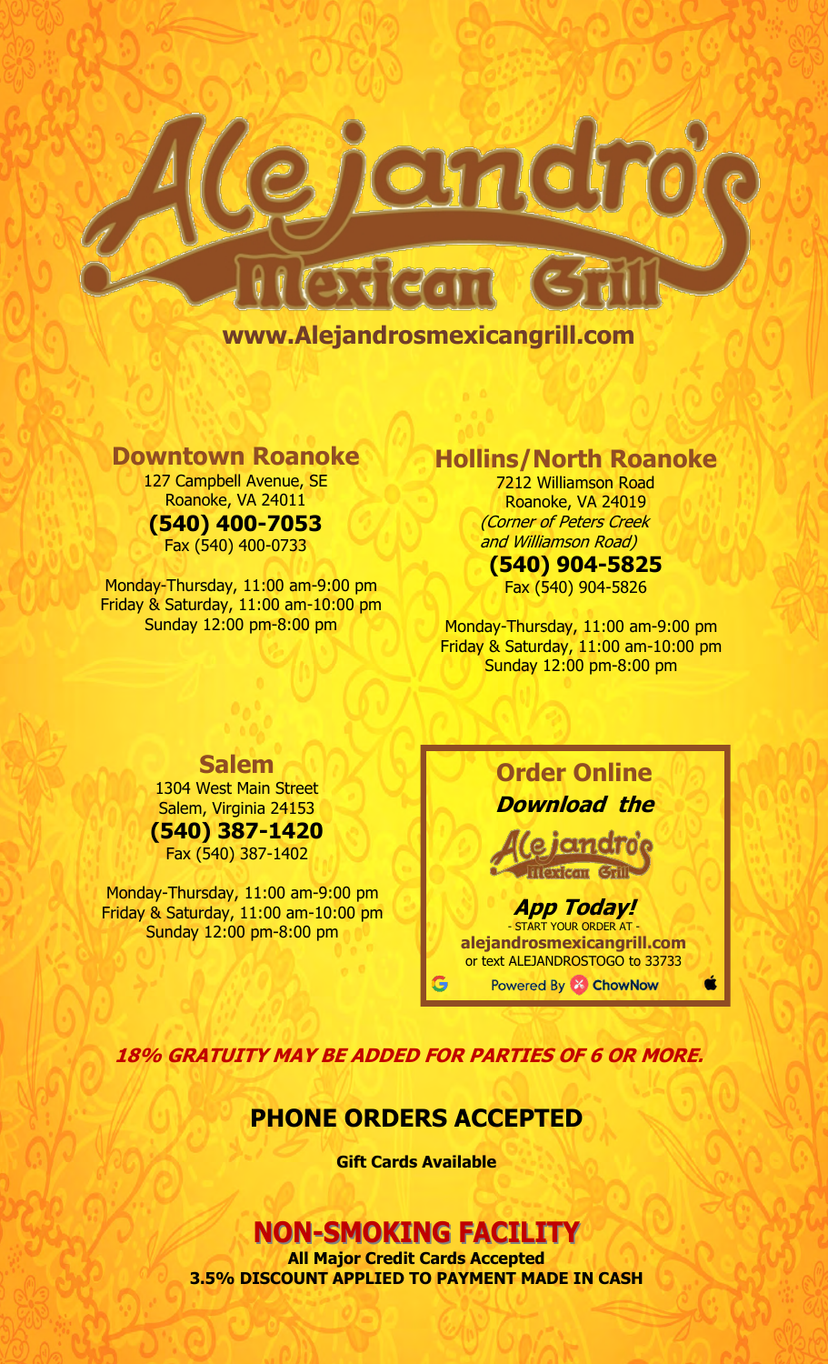# Alejandro's Mexican Grill

**www.Alejandrosmexicangrill.com**

## Downtown Roanoke

127 Campbell Avenue, SE
Roanoke, VA 24011
**(540) 400-7053**
Fax (540) 400-0733

Monday-Thursday, 11:00 am-9:00 pm
Friday & Saturday, 11:00 am-10:00 pm
Sunday 12:00 pm-8:00 pm

## Hollins/North Roanoke

7212 Williamson Road
Roanoke, VA 24019
*(Corner of Peters Creek and Williamson Road)*
**(540) 904-5825**
Fax (540) 904-5826

Monday-Thursday, 11:00 am-9:00 pm
Friday & Saturday, 11:00 am-10:00 pm
Sunday 12:00 pm-8:00 pm

## Salem

1304 West Main Street
Salem, Virginia 24153
**(540) 387-1420**
Fax (540) 387-1402

Monday-Thursday, 11:00 am-9:00 pm
Friday & Saturday, 11:00 am-10:00 pm
Sunday 12:00 pm-8:00 pm

## Order Online

***Download the***

**Alejandro's Mexican Grill**

***App Today!***

- START YOUR ORDER AT -
**alejandrosmexicangrill.com**
or text ALEJANDROSTOGO to 33733

Powered By ChowNow

***18% GRATUITY MAY BE ADDED FOR PARTIES OF 6 OR MORE.***

## PHONE ORDERS ACCEPTED

**Gift Cards Available**

## NON-SMOKING FACILITY

**All Major Credit Cards Accepted**
**3.5% DISCOUNT APPLIED TO PAYMENT MADE IN CASH**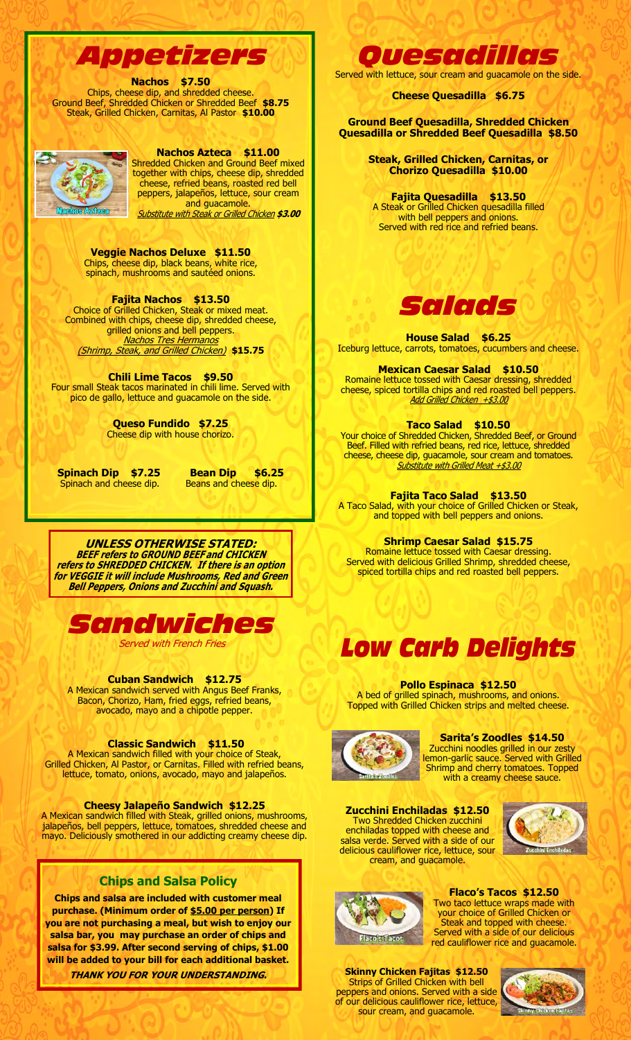# Appetizers

**Nachos $7.50**
Chips, cheese dip, and shredded cheese.
Ground Beef, Shredded Chicken or Shredded Beef **$8.75**
Steak, Grilled Chicken, Carnitas, Al Pastor **$10.00**

**Nachos Azteca $11.00**
Shredded Chicken and Ground Beef mixed together with chips, cheese dip, shredded cheese, refried beans, roasted red bell peppers, jalapeños, lettuce, sour cream and guacamole.
*Substitute with Steak or Grilled Chicken* **$3.00**

**Veggie Nachos Deluxe $11.50**
Chips, cheese dip, black beans, white rice, spinach, mushrooms and sautéed onions.

**Fajita Nachos $13.50**
Choice of Grilled Chicken, Steak or mixed meat. Combined with chips, cheese dip, shredded cheese, grilled onions and bell peppers.
*Nachos Tres Hermanos (Shrimp, Steak, and Grilled Chicken)* **$15.75**

**Chili Lime Tacos $9.50**
Four small Steak tacos marinated in chili lime. Served with pico de gallo, lettuce and guacamole on the side.

**Queso Fundido $7.25**
Cheese dip with house chorizo.

**Spinach Dip $7.25**
Spinach and cheese dip.

**Bean Dip $6.25**
Beans and cheese dip.

**UNLESS OTHERWISE STATED: BEEF refers to GROUND BEEF and CHICKEN refers to SHREDDED CHICKEN. If there is an option for VEGGIE it will include Mushrooms, Red and Green Bell Peppers, Onions and Zucchini and Squash.**

# Sandwiches

*Served with French Fries*

**Cuban Sandwich $12.75**
A Mexican sandwich served with Angus Beef Franks, Bacon, Chorizo, Ham, fried eggs, refried beans, avocado, mayo and a chipotle pepper.

**Classic Sandwich $11.50**
A Mexican sandwich filled with your choice of Steak, Grilled Chicken, Al Pastor, or Carnitas. Filled with refried beans, lettuce, tomato, onions, avocado, mayo and jalapeños.

**Cheesy Jalapeño Sandwich $12.25**
A Mexican sandwich filled with Steak, grilled onions, mushrooms, jalapeños, bell peppers, lettuce, tomatoes, shredded cheese and mayo. Deliciously smothered in our addicting creamy cheese dip.

## Chips and Salsa Policy

**Chips and salsa are included with customer meal purchase. (Minimum order of $5.00 per person) If you are not purchasing a meal, but wish to enjoy our salsa bar, you may purchase an order of chips and salsa for $3.99. After second serving of chips, $1.00 will be added to your bill for each additional basket.**

***THANK YOU FOR YOUR UNDERSTANDING.***

# Quesadillas

Served with lettuce, sour cream and guacamole on the side.

**Cheese Quesadilla $6.75**

**Ground Beef Quesadilla, Shredded Chicken Quesadilla or Shredded Beef Quesadilla $8.50**

**Steak, Grilled Chicken, Carnitas, or Chorizo Quesadilla $10.00**

**Fajita Quesadilla $13.50**
A Steak or Grilled Chicken quesadilla filled with bell peppers and onions. Served with red rice and refried beans.

# Salads

**House Salad $6.25**
Iceburg lettuce, carrots, tomatoes, cucumbers and cheese.

**Mexican Caesar Salad $10.50**
Romaine lettuce tossed with Caesar dressing, shredded cheese, spiced tortilla chips and red roasted bell peppers.
*Add Grilled Chicken +$3.00*

**Taco Salad $10.50**
Your choice of Shredded Chicken, Shredded Beef, or Ground Beef. Filled with refried beans, red rice, lettuce, shredded cheese, cheese dip, guacamole, sour cream and tomatoes.
*Substitute with Grilled Meat +$3.00*

**Fajita Taco Salad $13.50**
A Taco Salad, with your choice of Grilled Chicken or Steak, and topped with bell peppers and onions.

**Shrimp Caesar Salad $15.75**
Romaine lettuce tossed with Caesar dressing. Served with delicious Grilled Shrimp, shredded cheese, spiced tortilla chips and red roasted bell peppers.

# Low Carb Delights

**Pollo Espinaca $12.50**
A bed of grilled spinach, mushrooms, and onions. Topped with Grilled Chicken strips and melted cheese.

**Sarita's Zoodles $14.50**
Zucchini noodles grilled in our zesty lemon-garlic sauce. Served with Grilled Shrimp and cherry tomatoes. Topped with a creamy cheese sauce.

**Zucchini Enchiladas $12.50**
Two Shredded Chicken zucchini enchiladas topped with cheese and salsa verde. Served with a side of our delicious cauliflower rice, lettuce, sour cream, and guacamole.

**Flaco's Tacos $12.50**
Two taco lettuce wraps made with your choice of Grilled Chicken or Steak and topped with cheese. Served with a side of our delicious red cauliflower rice and guacamole.

**Skinny Chicken Fajitas $12.50**
Strips of Grilled Chicken with bell peppers and onions. Served with a side of our delicious cauliflower rice, lettuce, sour cream, and guacamole.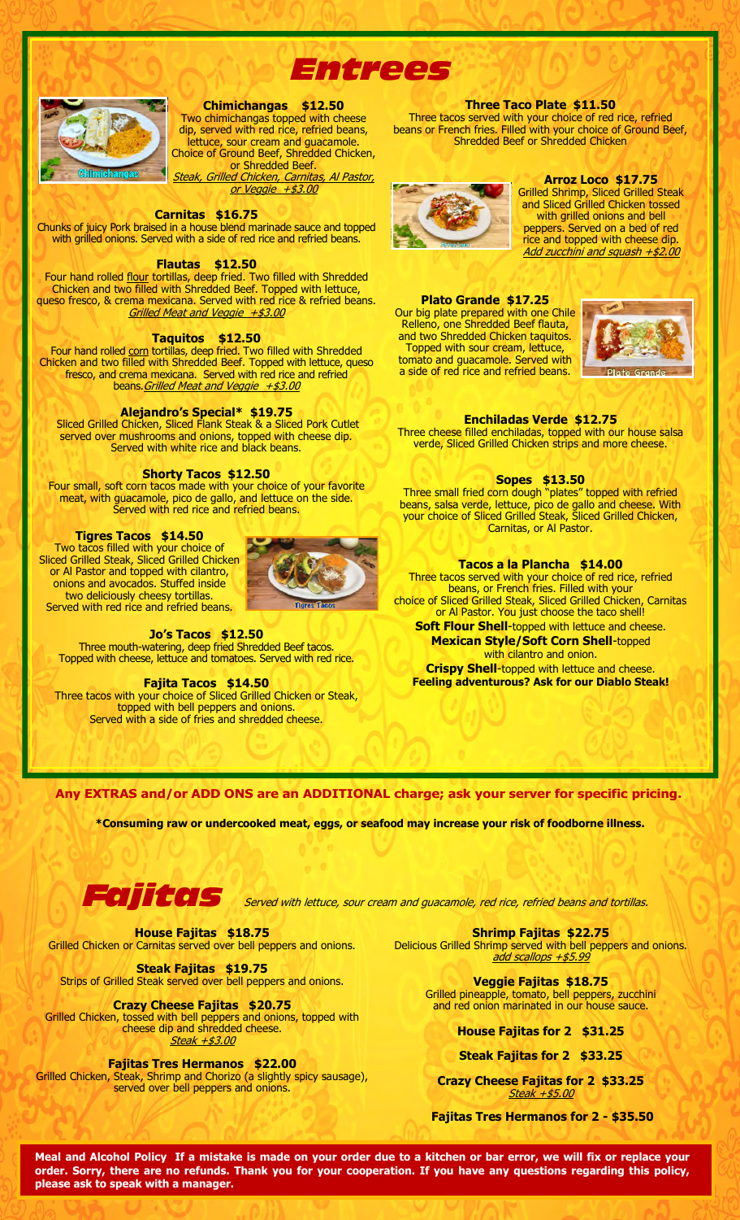# Entrees

### Chimichangas $12.50
Two chimichangas topped with cheese dip, served with red rice, refried beans, lettuce, sour cream and guacamole. Choice of Ground Beef, Shredded Chicken, or Shredded Beef.
*Steak, Grilled Chicken, Carnitas, Al Pastor, or Veggie +$3.00*

### Carnitas $16.75
Chunks of juicy Pork braised in a house blend marinade sauce and topped with grilled onions. Served with a side of red rice and refried beans.

### Flautas $12.50
Four hand rolled flour tortillas, deep fried. Two filled with Shredded Chicken and two filled with Shredded Beef. Topped with lettuce, queso fresco, & crema mexicana. Served with red rice & refried beans.
*Grilled Meat and Veggie +$3.00*

### Taquitos $12.50
Four hand rolled corn tortillas, deep fried. Two filled with Shredded Chicken and two filled with Shredded Beef. Topped with lettuce, queso fresco, and crema mexicana. Served with red rice and refried beans. *Grilled Meat and Veggie +$3.00*

### Alejandro's Special* $19.75
Sliced Grilled Chicken, Sliced Flank Steak & a Sliced Pork Cutlet served over mushrooms and onions, topped with cheese dip. Served with white rice and black beans.

### Shorty Tacos $12.50
Four small, soft corn tacos made with your choice of your favorite meat, with guacamole, pico de gallo, and lettuce on the side. Served with red rice and refried beans.

### Tigres Tacos $14.50
Two tacos filled with your choice of Sliced Grilled Steak, Sliced Grilled Chicken or Al Pastor and topped with cilantro, onions and avocados. Stuffed inside two deliciously cheesy tortillas. Served with red rice and refried beans.

### Jo's Tacos $12.50
Three mouth-watering, deep fried Shredded Beef tacos. Topped with cheese, lettuce and tomatoes. Served with red rice.

### Fajita Tacos $14.50
Three tacos with your choice of Sliced Grilled Chicken or Steak, topped with bell peppers and onions. Served with a side of fries and shredded cheese.

### Three Taco Plate $11.50
Three tacos served with your choice of red rice, refried beans or French fries. Filled with your choice of Ground Beef, Shredded Beef or Shredded Chicken

### Arroz Loco $17.75
Grilled Shrimp, Sliced Grilled Steak and Sliced Grilled Chicken tossed with grilled onions and bell peppers. Served on a bed of red rice and topped with cheese dip.
*Add zucchini and squash +$2.00*

### Plato Grande $17.25
Our big plate prepared with one Chile Relleno, one Shredded Beef flauta, and two Shredded Chicken taquitos. Topped with sour cream, lettuce, tomato and guacamole. Served with a side of red rice and refried beans.

### Enchiladas Verde $12.75
Three cheese filled enchiladas, topped with our house salsa verde, Sliced Grilled Chicken strips and more cheese.

### Sopes $13.50
Three small fried corn dough "plates" topped with refried beans, salsa verde, lettuce, pico de gallo and cheese. With your choice of Sliced Grilled Steak, Sliced Grilled Chicken, Carnitas, or Al Pastor.

### Tacos a la Plancha $14.00
Three tacos served with your choice of red rice, refried beans, or French fries. Filled with your choice of Sliced Grilled Steak, Sliced Grilled Chicken, Carnitas or Al Pastor. You just choose the taco shell!

**Soft Flour Shell**-topped with lettuce and cheese.
**Mexican Style/Soft Corn Shell**-topped with cilantro and onion.
**Crispy Shell**-topped with lettuce and cheese.
**Feeling adventurous? Ask for our Diablo Steak!**

**Any EXTRAS and/or ADD ONS are an ADDITIONAL charge; ask your server for specific pricing.**

***Consuming raw or undercooked meat, eggs, or seafood may increase your risk of foodborne illness.**

# Fajitas

*Served with lettuce, sour cream and guacamole, red rice, refried beans and tortillas.*

### House Fajitas $18.75
Grilled Chicken or Carnitas served over bell peppers and onions.

### Steak Fajitas $19.75
Strips of Grilled Steak served over bell peppers and onions.

### Crazy Cheese Fajitas $20.75
Grilled Chicken, tossed with bell peppers and onions, topped with cheese dip and shredded cheese.
*Steak +$3.00*

### Fajitas Tres Hermanos $22.00
Grilled Chicken, Steak, Shrimp and Chorizo (a slightly spicy sausage), served over bell peppers and onions.

### Shrimp Fajitas $22.75
Delicious Grilled Shrimp served with bell peppers and onions.
*add scallops +$5.99*

### Veggie Fajitas $18.75
Grilled pineapple, tomato, bell peppers, zucchini and red onion marinated in our house sauce.

**House Fajitas for 2 $31.25**

**Steak Fajitas for 2 $33.25**

**Crazy Cheese Fajitas for 2 $33.25**
*Steak +$5.00*

**Fajitas Tres Hermanos for 2 - $35.50**

**Meal and Alcohol Policy If a mistake is made on your order due to a kitchen or bar error, we will fix or replace your order. Sorry, there are no refunds. Thank you for your cooperation. If you have any questions regarding this policy, please ask to speak with a manager.**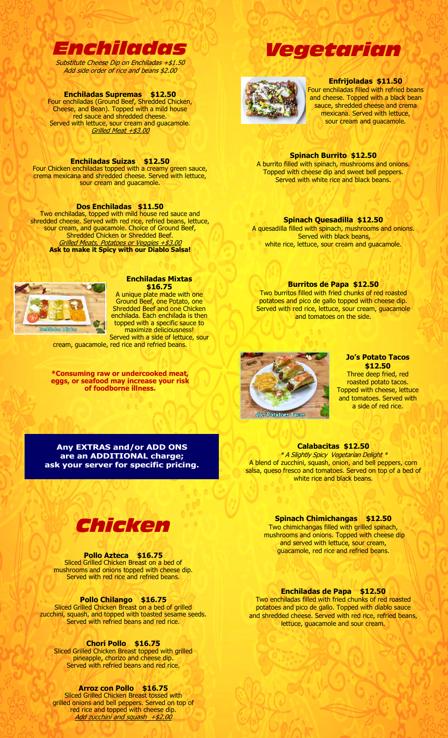# Enchiladas

*Substitute Cheese Dip on Enchiladas +$1.50*
*Add side order of rice and beans $2.00*

**Enchiladas Supremas $12.50**
Four enchiladas (Ground Beef, Shredded Chicken, Cheese, and Bean). Topped with a mild house red sauce and shredded cheese. Served with lettuce, sour cream and guacamole.
*Grilled Meat +$3.00*

**Enchiladas Suizas $12.50**
Four Chicken enchiladas topped with a creamy green sauce, crema mexicana and shredded cheese. Served with lettuce, sour cream and guacamole.

**Dos Enchiladas $11.50**
Two enchiladas, topped with mild house red sauce and shredded cheese. Served with red rice, refried beans, lettuce, sour cream, and guacamole. Choice of Ground Beef, Shredded Chicken or Shredded Beef.
*Grilled Meats, Potatoes or Veggies +$3.00*
**Ask to make it Spicy with our Diablo Salsa!**

**Enchiladas Mixtas $16.75**
A unique plate made with one Ground Beef, one Potato, one Shredded Beef and one Chicken enchilada. Each enchilada is then topped with a specific sauce to maximize deliciousness! Served with a side of lettuce, sour cream, guacamole, red rice and refried beans.

**\*Consuming raw or undercooked meat, eggs, or seafood may increase your risk of foodborne illness.**

**Any EXTRAS and/or ADD ONS are an ADDITIONAL charge; ask your server for specific pricing.**

# Chicken

**Pollo Azteca $16.75**
Sliced Grilled Chicken Breast on a bed of mushrooms and onions topped with cheese dip. Served with red rice and refried beans.

**Pollo Chilango $16.75**
Sliced Grilled Chicken Breast on a bed of grilled zucchini, squash, and topped with toasted sesame seeds. Served with refried beans and red rice.

**Chori Pollo $16.75**
Sliced Grilled Chicken Breast topped with grilled pineapple, chorizo and cheese dip. Served with refried beans and red rice.

**Arroz con Pollo $16.75**
Sliced Grilled Chicken Breast tossed with grilled onions and bell peppers. Served on top of red rice and topped with cheese dip.
*Add zucchini and squash +$2.00*

# Vegetarian

**Enfrijoladas $11.50**
Four enchiladas filled with refried beans and cheese. Topped with a black bean sauce, shredded cheese and crema mexicana. Served with lettuce, sour cream and guacamole.

**Spinach Burrito $12.50**
A burrito filled with spinach, mushrooms and onions. Topped with cheese dip and sweet bell peppers. Served with white rice and black beans.

**Spinach Quesadilla $12.50**
A quesadilla filled with spinach, mushrooms and onions. Served with black beans, white rice, lettuce, sour cream and guacamole.

**Burritos de Papa $12.50**
Two burritos filled with fried chunks of red roasted potatoes and pico de gallo topped with cheese dip. Served with red rice, lettuce, sour cream, guacamole and tomatoes on the side.

**Jo's Potato Tacos $12.50**
Three deep fried, red roasted potato tacos. Topped with cheese, lettuce and tomatoes. Served with a side of red rice.

**Calabacitas $12.50**
*\* A Slightly Spicy Vegetarian Delight \**
A blend of zucchini, squash, onion, and bell peppers, corn salsa, queso fresco and tomatoes. Served on top of a bed of white rice and black beans.

**Spinach Chimichangas $12.50**
Two chimichangas filled with grilled spinach, mushrooms and onions. Topped with cheese dip and served with lettuce, sour cream, guacamole, red rice and refried beans.

**Enchiladas de Papa $12.50**
Two enchiladas filled with fried chunks of red roasted potatoes and pico de gallo. Topped with diablo sauce and shredded cheese. Served with red rice, refried beans, lettuce, guacamole and sour cream.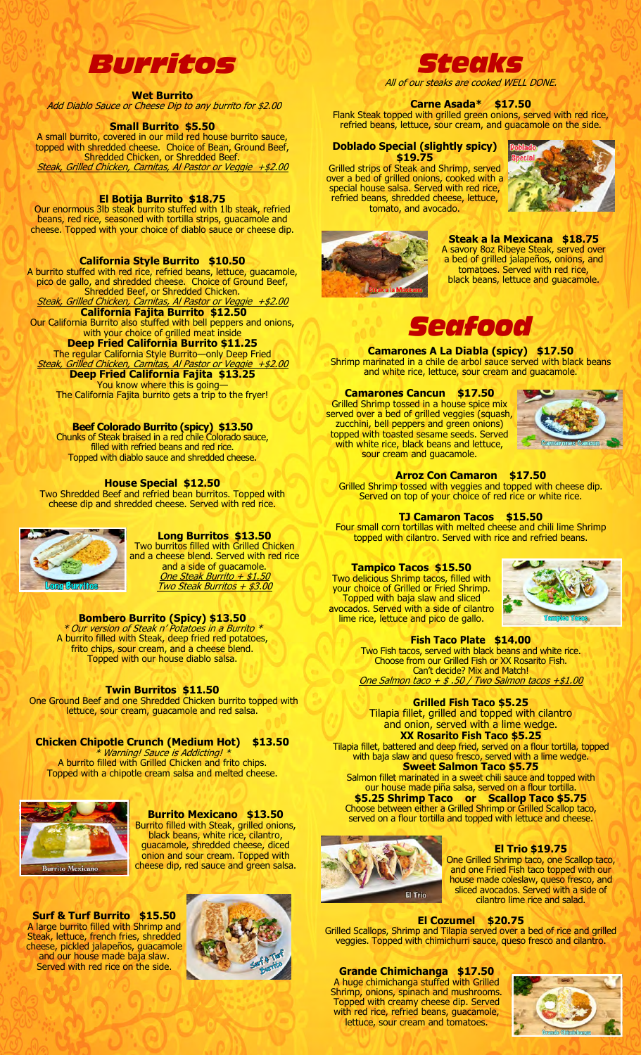# Burritos

**Wet Burrito**
*Add Diablo Sauce or Cheese Dip to any burrito for $2.00*

### Small Burrito $5.50
A small burrito, covered in our mild red house burrito sauce, topped with shredded cheese. Choice of Bean, Ground Beef, Shredded Chicken, or Shredded Beef.
*Steak, Grilled Chicken, Carnitas, Al Pastor or Veggie +$2.00*

### El Botija Burrito $18.75
Our enormous 3lb steak burrito stuffed with 1lb steak, refried beans, red rice, seasoned with tortilla strips, guacamole and cheese. Topped with your choice of diablo sauce or cheese dip.

### California Style Burrito $10.50
A burrito stuffed with red rice, refried beans, lettuce, guacamole, pico de gallo, and shredded cheese. Choice of Ground Beef, Shredded Beef, or Shredded Chicken.
*Steak, Grilled Chicken, Carnitas, Al Pastor or Veggie +$2.00*

### California Fajita Burrito $12.50
Our California Burrito also stuffed with bell peppers and onions, with your choice of grilled meat inside

### Deep Fried California Burrito $11.25
The regular California Style Burrito—only Deep Fried
*Steak, Grilled Chicken, Carnitas, Al Pastor or Veggie +$2.00*

### Deep Fried California Fajita $13.25
You know where this is going—
The California Fajita burrito gets a trip to the fryer!

### Beef Colorado Burrito (spicy) $13.50
Chunks of Steak braised in a red chile Colorado sauce, filled with refried beans and red rice. Topped with diablo sauce and shredded cheese.

### House Special $12.50
Two Shredded Beef and refried bean burritos. Topped with cheese dip and shredded cheese. Served with red rice.

### Long Burritos $13.50
Two burritos filled with Grilled Chicken and a cheese blend. Served with red rice and a side of guacamole.
*One Steak Burrito + $1.50*
*Two Steak Burritos + $3.00*

### Bombero Burrito (Spicy) $13.50
*\* Our version of Steak n' Potatoes in a Burrito \**
A burrito filled with Steak, deep fried red potatoes, frito chips, sour cream, and a cheese blend. Topped with our house diablo salsa.

### Twin Burritos $11.50
One Ground Beef and one Shredded Chicken burrito topped with lettuce, sour cream, guacamole and red salsa.

### Chicken Chipotle Crunch (Medium Hot) $13.50
*\* Warning! Sauce is Addicting! \**
A burrito filled with Grilled Chicken and frito chips. Topped with a chipotle cream salsa and melted cheese.

### Burrito Mexicano $13.50
Burrito filled with Steak, grilled onions, black beans, white rice, cilantro, guacamole, shredded cheese, diced onion and sour cream. Topped with cheese dip, red sauce and green salsa.

### Surf & Turf Burrito $15.50
A large burrito filled with Shrimp and Steak, lettuce, french fries, shredded cheese, pickled jalapeños, guacamole and our house made baja slaw. Served with red rice on the side.

# Steaks

*All of our steaks are cooked WELL DONE.*

### Carne Asada* $17.50
Flank Steak topped with grilled green onions, served with red rice, refried beans, lettuce, sour cream, and guacamole on the side.

### Doblado Special (slightly spicy) $19.75
Grilled strips of Steak and Shrimp, served over a bed of grilled onions, cooked with a special house salsa. Served with red rice, refried beans, shredded cheese, lettuce, tomato, and avocado.

### Steak a la Mexicana $18.75
A savory 8oz Ribeye Steak, served over a bed of grilled jalapeños, onions, and tomatoes. Served with red rice, black beans, lettuce and guacamole.

# Seafood

### Camarones A La Diabla (spicy) $17.50
Shrimp marinated in a chile de arbol sauce served with black beans and white rice, lettuce, sour cream and guacamole.

### Camarones Cancun $17.50
Grilled Shrimp tossed in a house spice mix served over a bed of grilled veggies (squash, zucchini, bell peppers and green onions) topped with toasted sesame seeds. Served with white rice, black beans and lettuce, sour cream and guacamole.

### Arroz Con Camaron $17.50
Grilled Shrimp tossed with veggies and topped with cheese dip. Served on top of your choice of red rice or white rice.

### TJ Camaron Tacos $15.50
Four small corn tortillas with melted cheese and chili lime Shrimp topped with cilantro. Served with rice and refried beans.

### Tampico Tacos $15.50
Two delicious Shrimp tacos, filled with your choice of Grilled or Fried Shrimp. Topped with baja slaw and sliced avocados. Served with a side of cilantro lime rice, lettuce and pico de gallo.

### Fish Taco Plate $14.00
Two Fish tacos, served with black beans and white rice. Choose from our Grilled Fish or XX Rosarito Fish. Can't decide? Mix and Match!
*One Salmon taco + $ .50 / Two Salmon tacos +$1.00*

### Grilled Fish Taco $5.25
Tilapia fillet, grilled and topped with cilantro and onion, served with a lime wedge.

### XX Rosarito Fish Taco $5.25
Tilapia fillet, battered and deep fried, served on a flour tortilla, topped with baja slaw and queso fresco, served with a lime wedge.

### Sweet Salmon Taco $5.75
Salmon fillet marinated in a sweet chili sauce and topped with our house made piña salsa, served on a flour tortilla.

### $5.25 Shrimp Taco or Scallop Taco $5.75
Choose between either a Grilled Shrimp or Grilled Scallop taco, served on a flour tortilla and topped with lettuce and cheese.

### El Trio $19.75
One Grilled Shrimp taco, one Scallop taco, and one Fried Fish taco topped with our house made coleslaw, queso fresco, and sliced avocados. Served with a side of cilantro lime rice and salad.

### El Cozumel $20.75
Grilled Scallops, Shrimp and Tilapia served over a bed of rice and grilled veggies. Topped with chimichurri sauce, queso fresco and cilantro.

### Grande Chimichanga $17.50
A huge chimichanga stuffed with Grilled Shrimp, onions, spinach and mushrooms. Topped with creamy cheese dip. Served with red rice, refried beans, guacamole, lettuce, sour cream and tomatoes.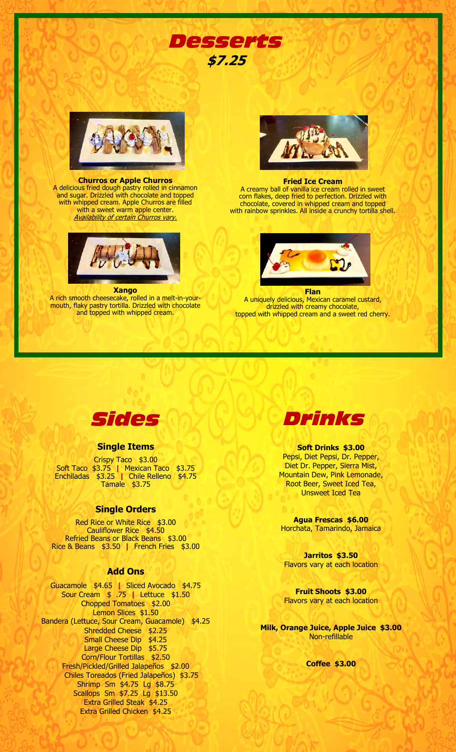# Desserts

## $7.25

**Churros or Apple Churros**
A delicious fried dough pastry rolled in cinnamon and sugar. Drizzled with chocolate and topped with whipped cream. Apple Churros are filled with a sweet warm apple center.
*Availability of certain Churros vary.*

**Fried Ice Cream**
A creamy ball of vanilla ice cream rolled in sweet corn flakes, deep fried to perfection. Drizzled with chocolate, covered in whipped cream and topped with rainbow sprinkles. All inside a crunchy tortilla shell.

**Xango**
A rich smooth cheesecake, rolled in a melt-in-your-mouth, flaky pastry tortilla. Drizzled with chocolate and topped with whipped cream.

**Flan**
A uniquely delicious, Mexican caramel custard, drizzled with creamy chocolate, topped with whipped cream and a sweet red cherry.

# Sides

### Single Items

Crispy Taco $3.00
Soft Taco $3.75 | Mexican Taco $3.75
Enchiladas $3.25 | Chile Relleno $4.75
Tamale $3.75

### Single Orders

Red Rice or White Rice $3.00
Cauliflower Rice $4.50
Refried Beans or Black Beans $3.00
Rice & Beans $3.50 | French Fries $3.00

### Add Ons

Guacamole $4.65 | Sliced Avocado $4.75
Sour Cream $ .75 | Lettuce $1.50
Chopped Tomatoes $2.00
Lemon Slices $1.50
Bandera (Lettuce, Sour Cream, Guacamole) $4.25
Shredded Cheese $2.25
Small Cheese Dip $4.25
Large Cheese Dip $5.75
Corn/Flour Tortillas $2.50
Fresh/Pickled/Grilled Jalapeños $2.00
Chiles Toreados (Fried Jalapeños) $3.75
Shrimp Sm $4.75 Lg $8.75
Scallops Sm $7.25 Lg $13.50
Extra Grilled Steak $4.25
Extra Grilled Chicken $4.25

# Drinks

**Soft Drinks $3.00**
Pepsi, Diet Pepsi, Dr. Pepper, Diet Dr. Pepper, Sierra Mist, Mountain Dew, Pink Lemonade, Root Beer, Sweet Iced Tea, Unsweet Iced Tea

**Agua Frescas $6.00**
Horchata, Tamarindo, Jamaica

**Jarritos $3.50**
Flavors vary at each location

**Fruit Shoots $3.00**
Flavors vary at each location

**Milk, Orange Juice, Apple Juice $3.00**
Non-refillable

**Coffee $3.00**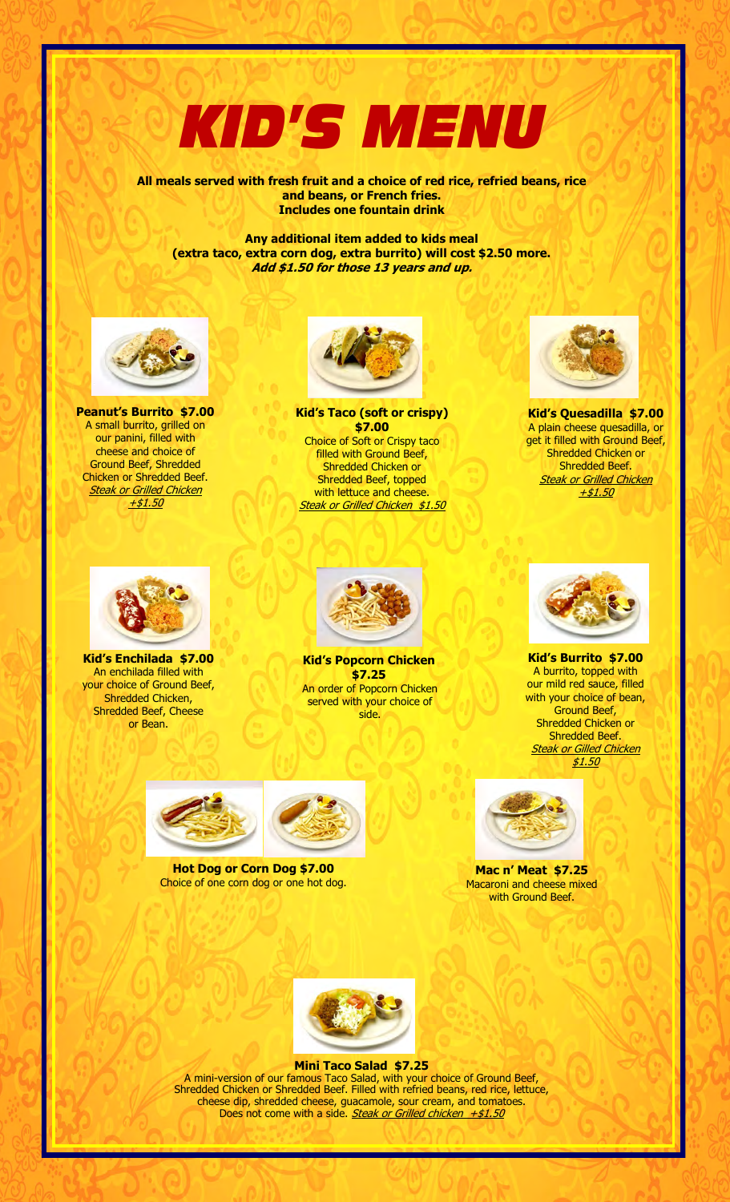# KID'S MENU

**All meals served with fresh fruit and a choice of red rice, refried beans, rice and beans, or French fries.**
**Includes one fountain drink**

**Any additional item added to kids meal (extra taco, extra corn dog, extra burrito) will cost $2.50 more.**
***Add $1.50 for those 13 years and up.***

**Peanut's Burrito $7.00**
A small burrito, grilled on our panini, filled with cheese and choice of Ground Beef, Shredded Chicken or Shredded Beef.
*Steak or Grilled Chicken +$1.50*

**Kid's Taco (soft or crispy) $7.00**
Choice of Soft or Crispy taco filled with Ground Beef, Shredded Chicken or Shredded Beef, topped with lettuce and cheese.
*Steak or Grilled Chicken $1.50*

**Kid's Quesadilla $7.00**
A plain cheese quesadilla, or get it filled with Ground Beef, Shredded Chicken or Shredded Beef.
*Steak or Grilled Chicken +$1.50*

**Kid's Enchilada $7.00**
An enchilada filled with your choice of Ground Beef, Shredded Chicken, Shredded Beef, Cheese or Bean.

**Kid's Popcorn Chicken $7.25**
An order of Popcorn Chicken served with your choice of side.

**Kid's Burrito $7.00**
A burrito, topped with our mild red sauce, filled with your choice of bean, Ground Beef, Shredded Chicken or Shredded Beef.
*Steak or Gilled Chicken $1.50*

**Hot Dog or Corn Dog $7.00**
Choice of one corn dog or one hot dog.

**Mac n' Meat $7.25**
Macaroni and cheese mixed with Ground Beef.

**Mini Taco Salad $7.25**
A mini-version of our famous Taco Salad, with your choice of Ground Beef, Shredded Chicken or Shredded Beef. Filled with refried beans, red rice, lettuce, cheese dip, shredded cheese, guacamole, sour cream, and tomatoes. Does not come with a side. *Steak or Grilled chicken +$1.50*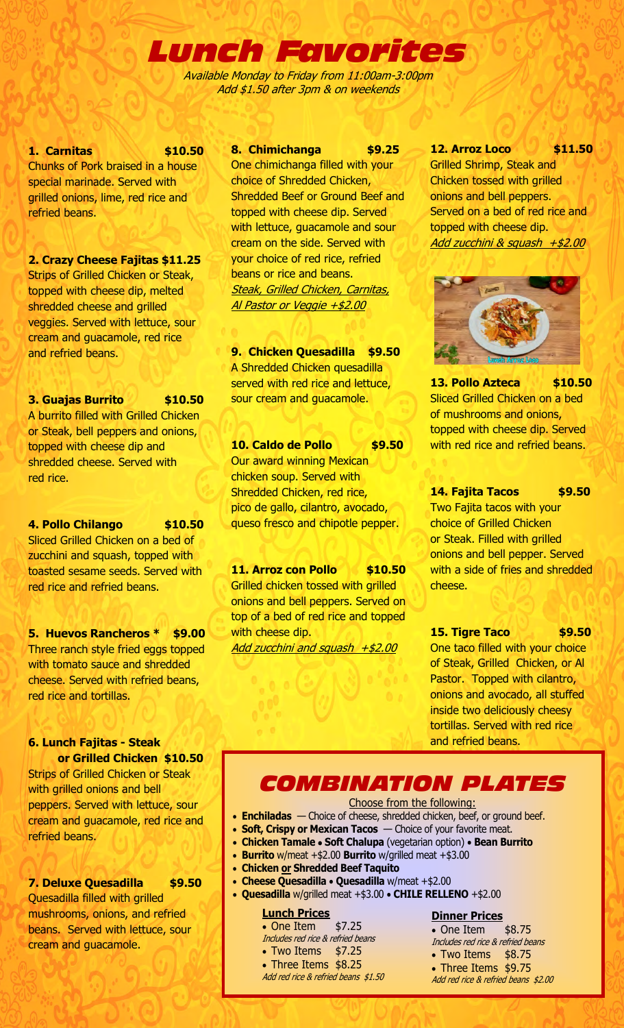# Lunch Favorites

*Available Monday to Friday from 11:00am-3:00pm*
*Add $1.50 after 3pm & on weekends*

**1. Carnitas $10.50**
Chunks of Pork braised in a house special marinade. Served with grilled onions, lime, red rice and refried beans.

**2. Crazy Cheese Fajitas $11.25**
Strips of Grilled Chicken or Steak, topped with cheese dip, melted shredded cheese and grilled veggies. Served with lettuce, sour cream and guacamole, red rice and refried beans.

**3. Guajas Burrito $10.50**
A burrito filled with Grilled Chicken or Steak, bell peppers and onions, topped with cheese dip and shredded cheese. Served with red rice.

**4. Pollo Chilango $10.50**
Sliced Grilled Chicken on a bed of zucchini and squash, topped with toasted sesame seeds. Served with red rice and refried beans.

**5. Huevos Rancheros * $9.00**
Three ranch style fried eggs topped with tomato sauce and shredded cheese. Served with refried beans, red rice and tortillas.

**6. Lunch Fajitas - Steak or Grilled Chicken $10.50**
Strips of Grilled Chicken or Steak with grilled onions and bell peppers. Served with lettuce, sour cream and guacamole, red rice and refried beans.

**7. Deluxe Quesadilla $9.50**
Quesadilla filled with grilled mushrooms, onions, and refried beans. Served with lettuce, sour cream and guacamole.

**8. Chimichanga $9.25**
One chimichanga filled with your choice of Shredded Chicken, Shredded Beef or Ground Beef and topped with cheese dip. Served with lettuce, guacamole and sour cream on the side. Served with your choice of red rice, refried beans or rice and beans.
*Steak, Grilled Chicken, Carnitas, Al Pastor or Veggie +$2.00*

**9. Chicken Quesadilla $9.50**
A Shredded Chicken quesadilla served with red rice and lettuce, sour cream and guacamole.

**10. Caldo de Pollo $9.50**
Our award winning Mexican chicken soup. Served with Shredded Chicken, red rice, pico de gallo, cilantro, avocado, queso fresco and chipotle pepper.

**11. Arroz con Pollo $10.50**
Grilled chicken tossed with grilled onions and bell peppers. Served on top of a bed of red rice and topped with cheese dip.
*Add zucchini and squash +$2.00*

**12. Arroz Loco $11.50**
Grilled Shrimp, Steak and Chicken tossed with grilled onions and bell peppers. Served on a bed of red rice and topped with cheese dip.
*Add zucchini & squash +$2.00*

**13. Pollo Azteca $10.50**
Sliced Grilled Chicken on a bed of mushrooms and onions, topped with cheese dip. Served with red rice and refried beans.

**14. Fajita Tacos $9.50**
Two Fajita tacos with your choice of Grilled Chicken or Steak. Filled with grilled onions and bell pepper. Served with a side of fries and shredded cheese.

**15. Tigre Taco $9.50**
One taco filled with your choice of Steak, Grilled Chicken, or Al Pastor. Topped with cilantro, onions and avocado, all stuffed inside two deliciously cheesy tortillas. Served with red rice and refried beans.

## COMBINATION PLATES

Choose from the following:

- **Enchiladas** — Choice of cheese, shredded chicken, beef, or ground beef.
- **Soft, Crispy or Mexican Tacos** — Choice of your favorite meat.
- **Chicken Tamale** • **Soft Chalupa** (vegetarian option) • **Bean Burrito**
- **Burrito** w/meat +$2.00 **Burrito** w/grilled meat +$3.00
- **Chicken or Shredded Beef Taquito**
- **Cheese Quesadilla** • **Quesadilla** w/meat +$2.00
- **Quesadilla** w/grilled meat +$3.00 • **CHILE RELLENO** +$2.00

**Lunch Prices**
- One Item $7.25
*Includes red rice & refried beans*
- Two Items $7.25
- Three Items $8.25
*Add red rice & refried beans $1.50*

**Dinner Prices**
- One Item $8.75
*Includes red rice & refried beans*
- Two Items $8.75
- Three Items $9.75
*Add red rice & refried beans $2.00*